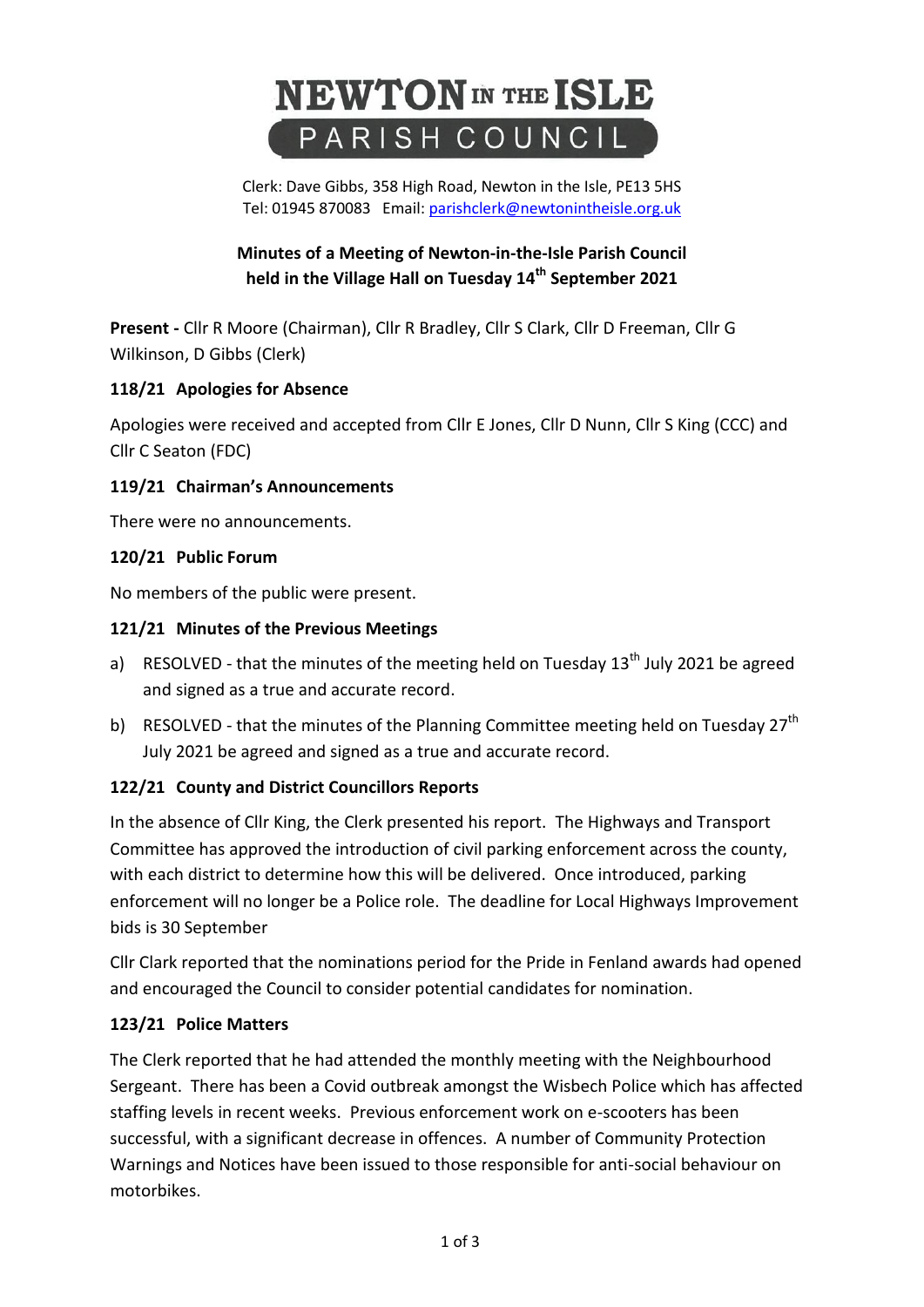# NEWTON IN THE ISLE PARISH COUNCIL

Clerk: Dave Gibbs, 358 High Road, Newton in the Isle, PE13 5HS
Tel: 01945 870083 Email: parishclerk@newtonintheisle.org.uk

## Minutes of a Meeting of Newton-in-the-Isle Parish Council held in the Village Hall on Tuesday 14th September 2021

**Present -** Cllr R Moore (Chairman), Cllr R Bradley, Cllr S Clark, Cllr D Freeman, Cllr G Wilkinson, D Gibbs (Clerk)

### 118/21 Apologies for Absence

Apologies were received and accepted from Cllr E Jones, Cllr D Nunn, Cllr S King (CCC) and Cllr C Seaton (FDC)

### 119/21 Chairman's Announcements

There were no announcements.

### 120/21 Public Forum

No members of the public were present.

### 121/21 Minutes of the Previous Meetings

a) RESOLVED - that the minutes of the meeting held on Tuesday 13th July 2021 be agreed and signed as a true and accurate record.

b) RESOLVED - that the minutes of the Planning Committee meeting held on Tuesday 27th July 2021 be agreed and signed as a true and accurate record.

### 122/21 County and District Councillors Reports

In the absence of Cllr King, the Clerk presented his report. The Highways and Transport Committee has approved the introduction of civil parking enforcement across the county, with each district to determine how this will be delivered. Once introduced, parking enforcement will no longer be a Police role. The deadline for Local Highways Improvement bids is 30 September

Cllr Clark reported that the nominations period for the Pride in Fenland awards had opened and encouraged the Council to consider potential candidates for nomination.

### 123/21 Police Matters

The Clerk reported that he had attended the monthly meeting with the Neighbourhood Sergeant. There has been a Covid outbreak amongst the Wisbech Police which has affected staffing levels in recent weeks. Previous enforcement work on e-scooters has been successful, with a significant decrease in offences. A number of Community Protection Warnings and Notices have been issued to those responsible for anti-social behaviour on motorbikes.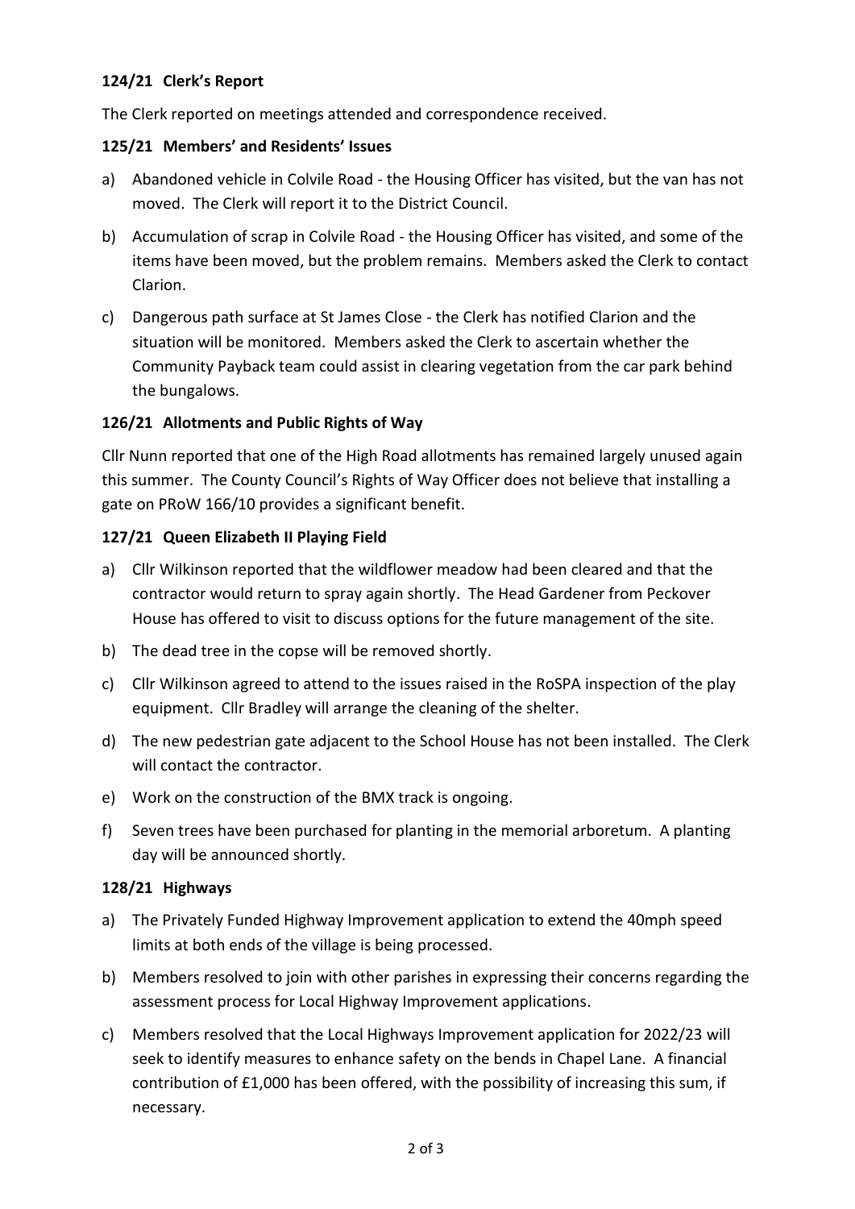**124/21 Clerk's Report**

The Clerk reported on meetings attended and correspondence received.

**125/21 Members' and Residents' Issues**

a) Abandoned vehicle in Colvile Road - the Housing Officer has visited, but the van has not moved. The Clerk will report it to the District Council.

b) Accumulation of scrap in Colvile Road - the Housing Officer has visited, and some of the items have been moved, but the problem remains. Members asked the Clerk to contact Clarion.

c) Dangerous path surface at St James Close - the Clerk has notified Clarion and the situation will be monitored. Members asked the Clerk to ascertain whether the Community Payback team could assist in clearing vegetation from the car park behind the bungalows.

**126/21 Allotments and Public Rights of Way**

Cllr Nunn reported that one of the High Road allotments has remained largely unused again this summer. The County Council's Rights of Way Officer does not believe that installing a gate on PRoW 166/10 provides a significant benefit.

**127/21 Queen Elizabeth II Playing Field**

a) Cllr Wilkinson reported that the wildflower meadow had been cleared and that the contractor would return to spray again shortly. The Head Gardener from Peckover House has offered to visit to discuss options for the future management of the site.

b) The dead tree in the copse will be removed shortly.

c) Cllr Wilkinson agreed to attend to the issues raised in the RoSPA inspection of the play equipment. Cllr Bradley will arrange the cleaning of the shelter.

d) The new pedestrian gate adjacent to the School House has not been installed. The Clerk will contact the contractor.

e) Work on the construction of the BMX track is ongoing.

f) Seven trees have been purchased for planting in the memorial arboretum. A planting day will be announced shortly.

**128/21 Highways**

a) The Privately Funded Highway Improvement application to extend the 40mph speed limits at both ends of the village is being processed.

b) Members resolved to join with other parishes in expressing their concerns regarding the assessment process for Local Highway Improvement applications.

c) Members resolved that the Local Highways Improvement application for 2022/23 will seek to identify measures to enhance safety on the bends in Chapel Lane. A financial contribution of £1,000 has been offered, with the possibility of increasing this sum, if necessary.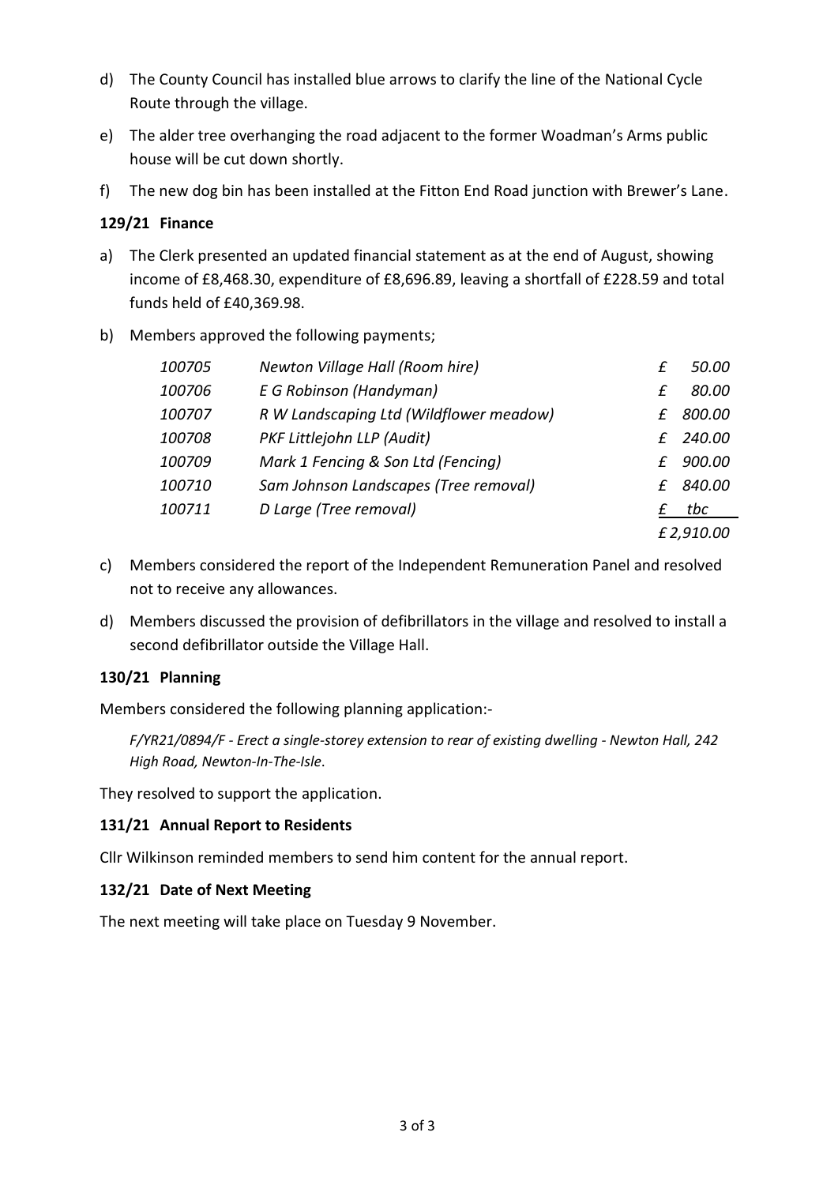d) The County Council has installed blue arrows to clarify the line of the National Cycle Route through the village.

e) The alder tree overhanging the road adjacent to the former Woadman's Arms public house will be cut down shortly.

f) The new dog bin has been installed at the Fitton End Road junction with Brewer's Lane.

**129/21 Finance**

a) The Clerk presented an updated financial statement as at the end of August, showing income of £8,468.30, expenditure of £8,696.89, leaving a shortfall of £228.59 and total funds held of £40,369.98.

b) Members approved the following payments;

| | | |
|---|---|---|
| *100705* | *Newton Village Hall (Room hire)* | *£ 50.00* |
| *100706* | *E G Robinson (Handyman)* | *£ 80.00* |
| *100707* | *R W Landscaping Ltd (Wildflower meadow)* | *£ 800.00* |
| *100708* | *PKF Littlejohn LLP (Audit)* | *£ 240.00* |
| *100709* | *Mark 1 Fencing & Son Ltd (Fencing)* | *£ 900.00* |
| *100710* | *Sam Johnson Landscapes (Tree removal)* | *£ 840.00* |
| *100711* | *D Large (Tree removal)* | *£ tbc* |
| | | *£ 2,910.00* |

c) Members considered the report of the Independent Remuneration Panel and resolved not to receive any allowances.

d) Members discussed the provision of defibrillators in the village and resolved to install a second defibrillator outside the Village Hall.

**130/21 Planning**

Members considered the following planning application:-

*F/YR21/0894/F - Erect a single-storey extension to rear of existing dwelling - Newton Hall, 242 High Road, Newton-In-The-Isle*.

They resolved to support the application.

**131/21 Annual Report to Residents**

Cllr Wilkinson reminded members to send him content for the annual report.

**132/21 Date of Next Meeting**

The next meeting will take place on Tuesday 9 November.